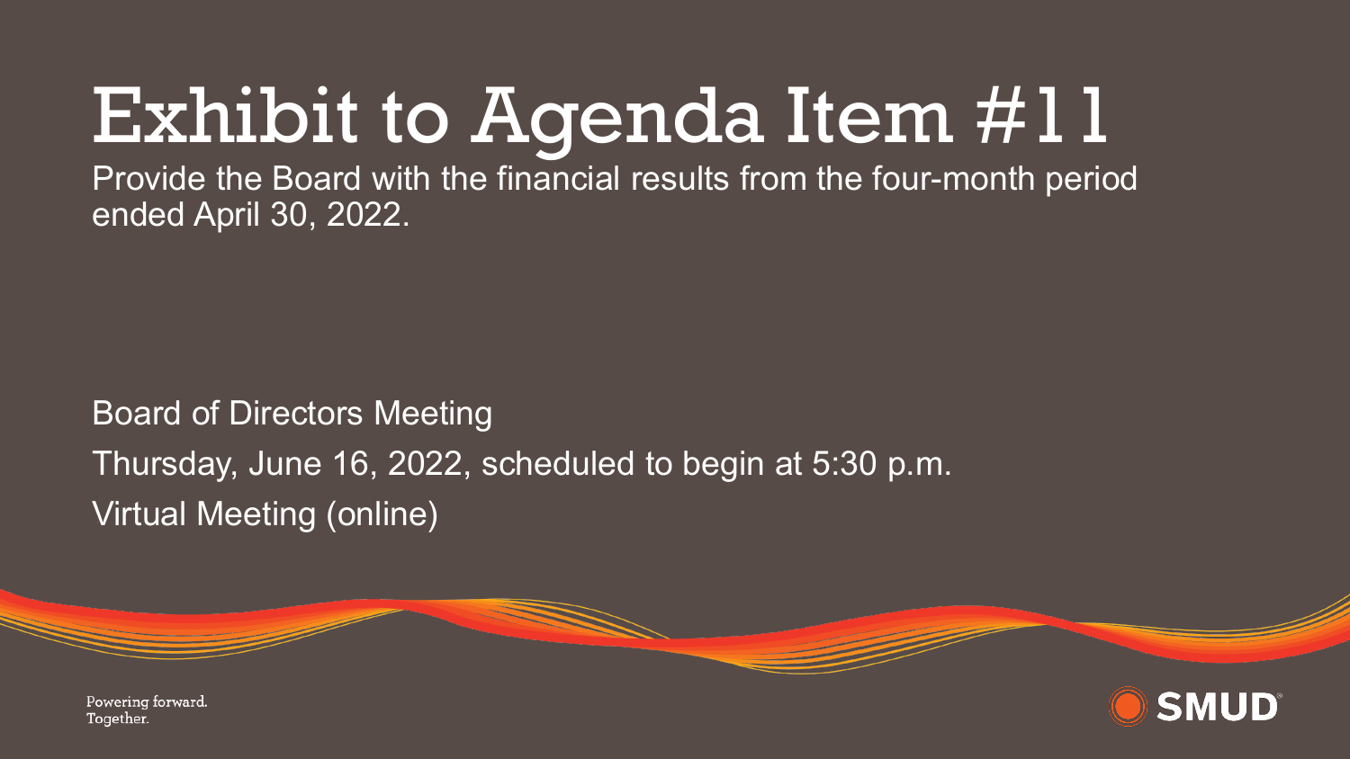# Exhibit to Agenda Item #11

Provide the Board with the financial results from the four-month period ended April 30, 2022.

Board of Directors Meeting

Thursday, June 16, 2022, scheduled to begin at 5:30 p.m.

Virtual Meeting (online)

Powering forward.
Together.

SMUD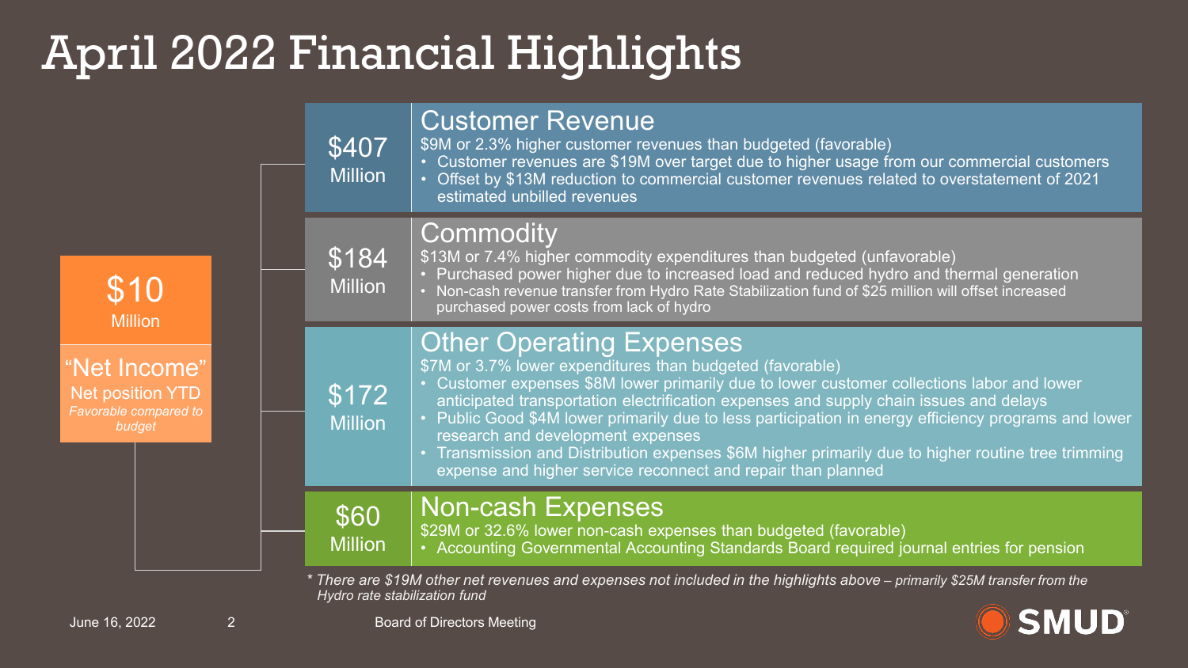# April 2022 Financial Highlights

**$10 Million**

**"Net Income"**
Net position YTD
*Favorable compared to budget*

## $407 Million — Customer Revenue

$9M or 2.3% higher customer revenues than budgeted (favorable)

- Customer revenues are $19M over target due to higher usage from our commercial customers
- Offset by $13M reduction to commercial customer revenues related to overstatement of 2021 estimated unbilled revenues

## $184 Million — Commodity

$13M or 7.4% higher commodity expenditures than budgeted (unfavorable)

- Purchased power higher due to increased load and reduced hydro and thermal generation
- Non-cash revenue transfer from Hydro Rate Stabilization fund of $25 million will offset increased purchased power costs from lack of hydro

## $172 Million — Other Operating Expenses

$7M or 3.7% lower expenditures than budgeted (favorable)

- Customer expenses $8M lower primarily due to lower customer collections labor and lower anticipated transportation electrification expenses and supply chain issues and delays
- Public Good $4M lower primarily due to less participation in energy efficiency programs and lower research and development expenses
- Transmission and Distribution expenses $6M higher primarily due to higher routine tree trimming expense and higher service reconnect and repair than planned

## $60 Million — Non-cash Expenses

$29M or 32.6% lower non-cash expenses than budgeted (favorable)

- Accounting Governmental Accounting Standards Board required journal entries for pension

*\* There are $19M other net revenues and expenses not included in the highlights above – primarily $25M transfer from the Hydro rate stabilization fund*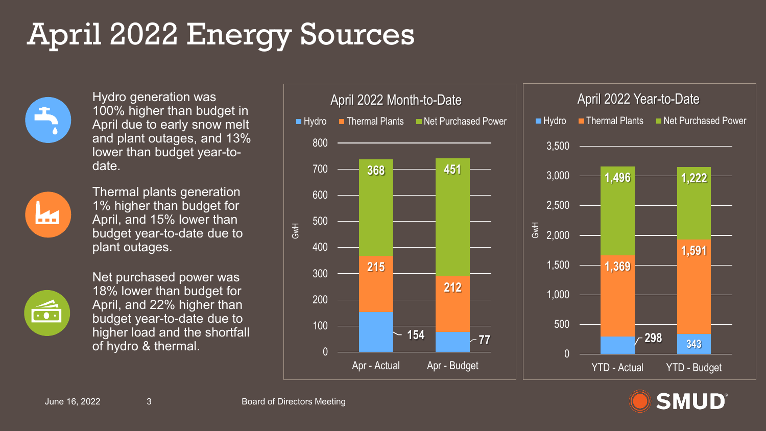# April 2022 Energy Sources

Hydro generation was 100% higher than budget in April due to early snow melt and plant outages, and 13% lower than budget year-to-date.

Thermal plants generation 1% higher than budget for April, and 15% lower than budget year-to-date due to plant outages.

Net purchased power was 18% lower than budget for April, and 22% higher than budget year-to-date due to higher load and the shortfall of hydro & thermal.

**April 2022 Month-to-Date** (GwH)

| | Hydro | Thermal Plants | Net Purchased Power |
|---|---|---|---|
| Apr - Actual | 154 | 215 | 368 |
| Apr - Budget | 77 | 212 | 451 |

**April 2022 Year-to-Date** (GwH)

| | Hydro | Thermal Plants | Net Purchased Power |
|---|---|---|---|
| YTD - Actual | 298 | 1,369 | 1,496 |
| YTD - Budget | 343 | 1,591 | 1,222 |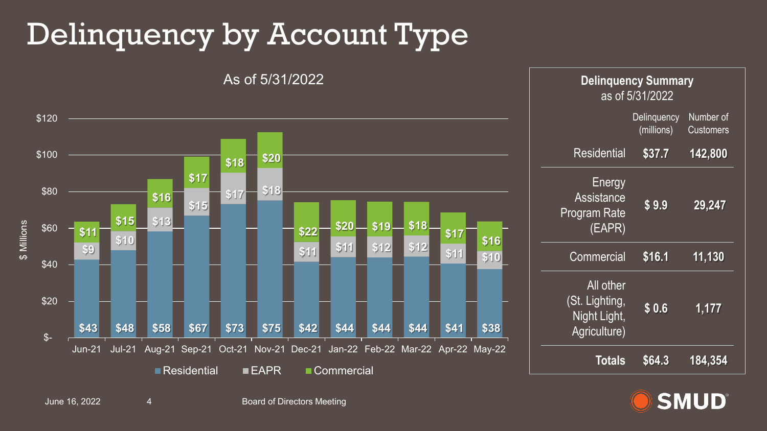# Delinquency by Account Type

As of 5/31/2022

$ Millions

$120
$100
$80
$60
$40
$20
$-

Jun-21: $43, $9, $11
Jul-21: $48, $10, $15
Aug-21: $58, $13, $16
Sep-21: $67, $15, $17
Oct-21: $73, $17, $18
Nov-21: $75, $18, $20
Dec-21: $42, $11, $22
Jan-22: $44, $11, $20
Feb-22: $44, $12, $19
Mar-22: $44, $12, $18
Apr-22: $41, $11, $17
May-22: $38, $10, $16

Residential  EAPR  Commercial

**Delinquency Summary**
as of 5/31/2022

| | Delinquency (millions) | Number of Customers |
|---|---|---|
| Residential | **$37.7** | **142,800** |
| Energy Assistance Program Rate (EAPR) | **$ 9.9** | **29,247** |
| Commercial | **$16.1** | **11,130** |
| All other (St. Lighting, Night Light, Agriculture) | **$ 0.6** | **1,177** |
| **Totals** | **$64.3** | **184,354** |

June 16, 2022 Board of Directors Meeting

SMUD